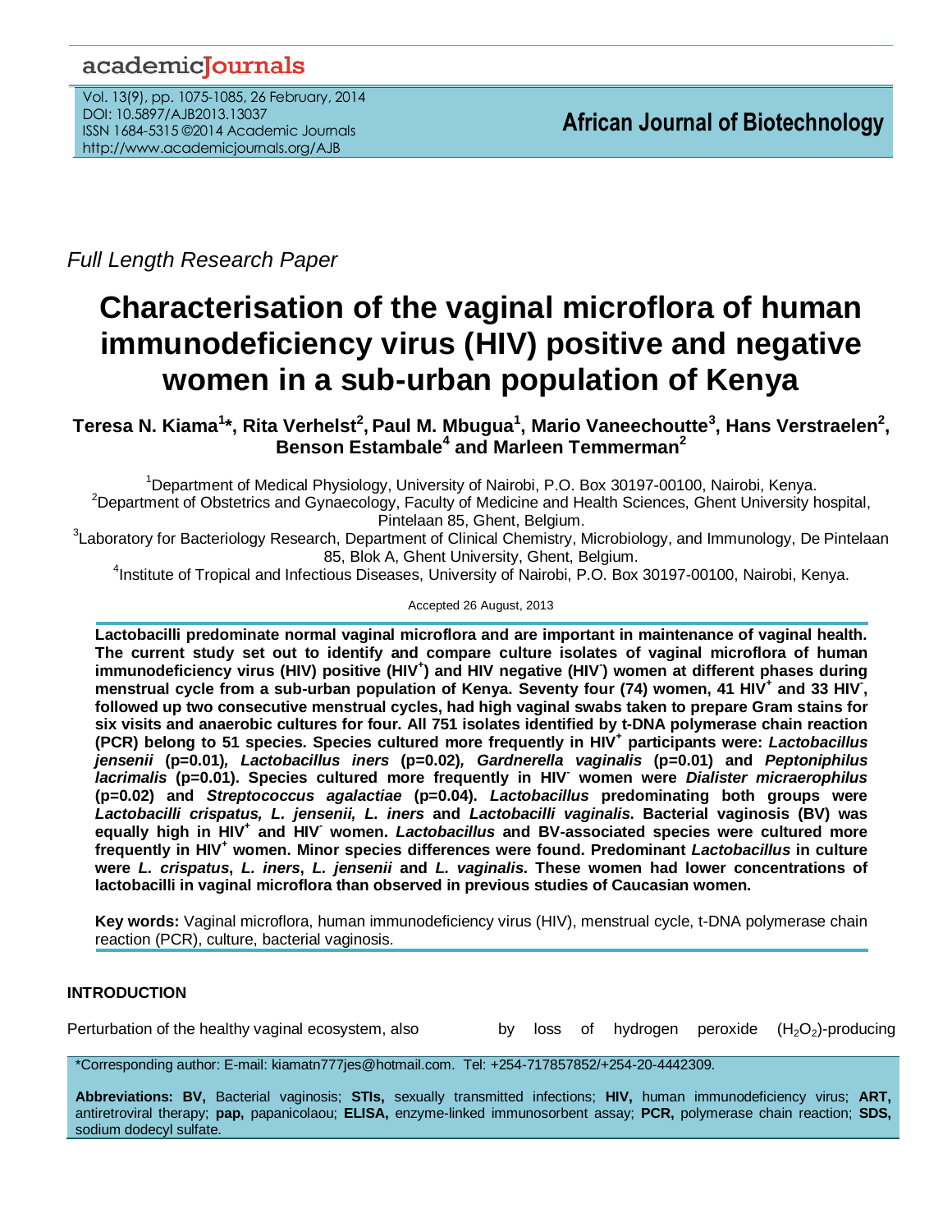*Full Length Research Paper*

# Characterisation of the vaginal microflora of human immunodeficiency virus (HIV) positive and negative women in a sub-urban population of Kenya

**Teresa N. Kiama[1]\*, Rita Verhelst[2], Paul M. Mbugua[1], Mario Vaneechoutte[3], Hans Verstraelen[2], Benson Estambale[4] and Marleen Temmerman[2]**

[1]Department of Medical Physiology, University of Nairobi, P.O. Box 30197-00100, Nairobi, Kenya.
[2]Department of Obstetrics and Gynaecology, Faculty of Medicine and Health Sciences, Ghent University hospital, Pintelaan 85, Ghent, Belgium.
[3]Laboratory for Bacteriology Research, Department of Clinical Chemistry, Microbiology, and Immunology, De Pintelaan 85, Blok A, Ghent University, Ghent, Belgium.
[4]Institute of Tropical and Infectious Diseases, University of Nairobi, P.O. Box 30197-00100, Nairobi, Kenya.

Accepted 26 August, 2013

**Lactobacilli predominate normal vaginal microflora and are important in maintenance of vaginal health. The current study set out to identify and compare culture isolates of vaginal microflora of human immunodeficiency virus (HIV) positive (HIV$^+$) and HIV negative (HIV$^-$) women at different phases during menstrual cycle from a sub-urban population of Kenya. Seventy four (74) women, 41 HIV$^+$ and 33 HIV$^-$, followed up two consecutive menstrual cycles, had high vaginal swabs taken to prepare Gram stains for six visits and anaerobic cultures for four. All 751 isolates identified by t-DNA polymerase chain reaction (PCR) belong to 51 species. Species cultured more frequently in HIV$^+$ participants were: *Lactobacillus jensenii* (p=0.01), *Lactobacillus iners* (p=0.02), *Gardnerella vaginalis* (p=0.01) and *Peptoniphilus lacrimalis* (p=0.01). Species cultured more frequently in HIV$^-$ women were *Dialister micraerophilus* (p=0.02) and *Streptococcus agalactiae* (p=0.04). *Lactobacillus* predominating both groups were *Lactobacilli crispatus, L. jensenii, L. iners* and *Lactobacilli vaginalis*. Bacterial vaginosis (BV) was equally high in HIV$^+$ and HIV$^-$ women. *Lactobacillus* and BV-associated species were cultured more frequently in HIV$^+$ women. Minor species differences were found. Predominant *Lactobacillus* in culture were *L. crispatus*, *L. iners*, *L. jensenii* and *L. vaginalis*. These women had lower concentrations of lactobacilli in vaginal microflora than observed in previous studies of Caucasian women.**

**Key words:** Vaginal microflora, human immunodeficiency virus (HIV), menstrual cycle, t-DNA polymerase chain reaction (PCR), culture, bacterial vaginosis.

## INTRODUCTION

Perturbation of the healthy vaginal ecosystem, also by loss of hydrogen peroxide ($H_2O_2$)-producing

\*Corresponding author: E-mail: kiamatn777jes@hotmail.com. Tel: +254-717857852/+254-20-4442309.

**Abbreviations: BV,** Bacterial vaginosis; **STIs,** sexually transmitted infections; **HIV,** human immunodeficiency virus; **ART,** antiretroviral therapy; **pap,** papanicolaou; **ELISA,** enzyme-linked immunosorbent assay; **PCR,** polymerase chain reaction; **SDS,** sodium dodecyl sulfate.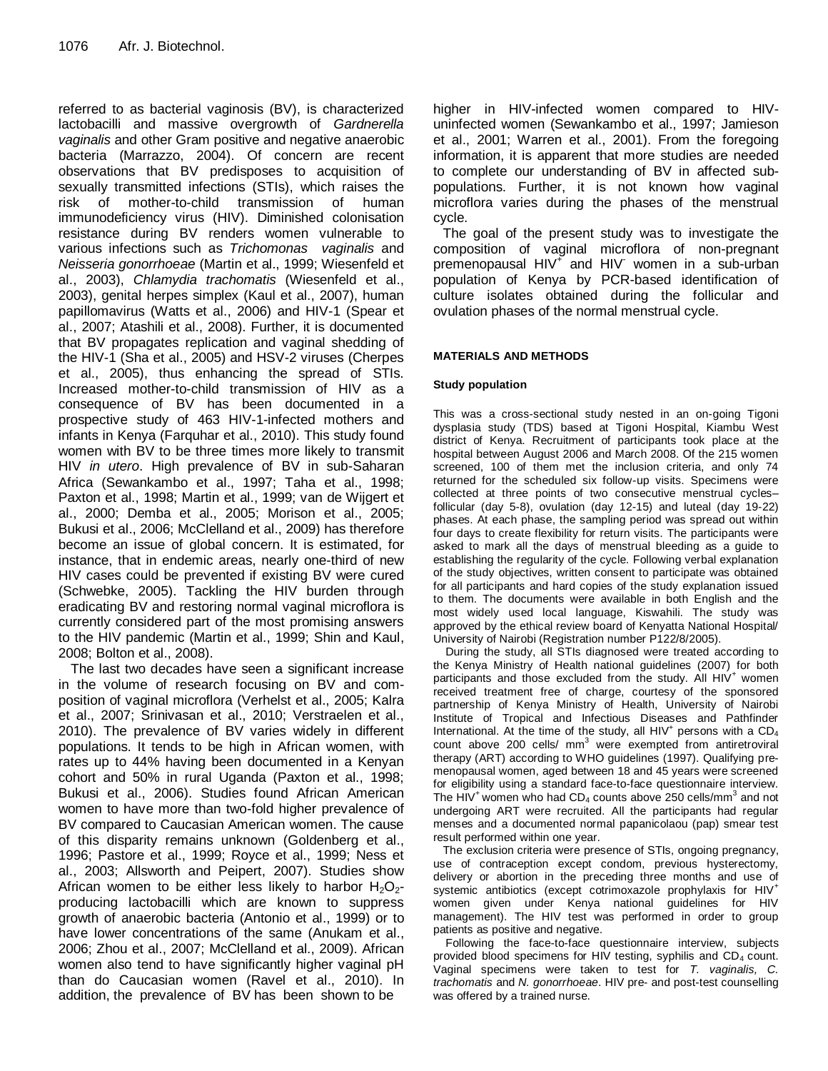referred to as bacterial vaginosis (BV), is characterized lactobacilli and massive overgrowth of *Gardnerella vaginalis* and other Gram positive and negative anaerobic bacteria (Marrazzo, 2004). Of concern are recent observations that BV predisposes to acquisition of sexually transmitted infections (STIs), which raises the risk of mother-to-child transmission of human immunodeficiency virus (HIV). Diminished colonisation resistance during BV renders women vulnerable to various infections such as *Trichomonas vaginalis* and *Neisseria gonorrhoeae* (Martin et al., 1999; Wiesenfeld et al., 2003), *Chlamydia trachomatis* (Wiesenfeld et al., 2003), genital herpes simplex (Kaul et al., 2007), human papillomavirus (Watts et al., 2006) and HIV-1 (Spear et al., 2007; Atashili et al., 2008). Further, it is documented that BV propagates replication and vaginal shedding of the HIV-1 (Sha et al., 2005) and HSV-2 viruses (Cherpes et al., 2005), thus enhancing the spread of STIs. Increased mother-to-child transmission of HIV as a consequence of BV has been documented in a prospective study of 463 HIV-1-infected mothers and infants in Kenya (Farquhar et al., 2010). This study found women with BV to be three times more likely to transmit HIV *in utero*. High prevalence of BV in sub-Saharan Africa (Sewankambo et al., 1997; Taha et al., 1998; Paxton et al., 1998; Martin et al., 1999; van de Wijgert et al., 2000; Demba et al., 2005; Morison et al., 2005; Bukusi et al., 2006; McClelland et al., 2009) has therefore become an issue of global concern. It is estimated, for instance, that in endemic areas, nearly one-third of new HIV cases could be prevented if existing BV were cured (Schwebke, 2005). Tackling the HIV burden through eradicating BV and restoring normal vaginal microflora is currently considered part of the most promising answers to the HIV pandemic (Martin et al., 1999; Shin and Kaul, 2008; Bolton et al., 2008).

The last two decades have seen a significant increase in the volume of research focusing on BV and composition of vaginal microflora (Verhelst et al., 2005; Kalra et al., 2007; Srinivasan et al., 2010; Verstraelen et al., 2010). The prevalence of BV varies widely in different populations. It tends to be high in African women, with rates up to 44% having been documented in a Kenyan cohort and 50% in rural Uganda (Paxton et al., 1998; Bukusi et al., 2006). Studies found African American women to have more than two-fold higher prevalence of BV compared to Caucasian American women. The cause of this disparity remains unknown (Goldenberg et al., 1996; Pastore et al., 1999; Royce et al., 1999; Ness et al., 2003; Allsworth and Peipert, 2007). Studies show African women to be either less likely to harbor $H_2O_2$-producing lactobacilli which are known to suppress growth of anaerobic bacteria (Antonio et al., 1999) or to have lower concentrations of the same (Anukam et al., 2006; Zhou et al., 2007; McClelland et al., 2009). African women also tend to have significantly higher vaginal pH than do Caucasian women (Ravel et al., 2010). In addition, the prevalence of BV has been shown to be higher in HIV-infected women compared to HIV-uninfected women (Sewankambo et al., 1997; Jamieson et al., 2001; Warren et al., 2001). From the foregoing information, it is apparent that more studies are needed to complete our understanding of BV in affected sub-populations. Further, it is not known how vaginal microflora varies during the phases of the menstrual cycle.

The goal of the present study was to investigate the composition of vaginal microflora of non-pregnant premenopausal $HIV^+$ and $HIV^-$ women in a sub-urban population of Kenya by PCR-based identification of culture isolates obtained during the follicular and ovulation phases of the normal menstrual cycle.

## MATERIALS AND METHODS

### Study population

This was a cross-sectional study nested in an on-going Tigoni dysplasia study (TDS) based at Tigoni Hospital, Kiambu West district of Kenya. Recruitment of participants took place at the hospital between August 2006 and March 2008. Of the 215 women screened, 100 of them met the inclusion criteria, and only 74 returned for the scheduled six follow-up visits. Specimens were collected at three points of two consecutive menstrual cycles– follicular (day 5-8), ovulation (day 12-15) and luteal (day 19-22) phases. At each phase, the sampling period was spread out within four days to create flexibility for return visits. The participants were asked to mark all the days of menstrual bleeding as a guide to establishing the regularity of the cycle. Following verbal explanation of the study objectives, written consent to participate was obtained for all participants and hard copies of the study explanation issued to them. The documents were available in both English and the most widely used local language, Kiswahili. The study was approved by the ethical review board of Kenyatta National Hospital/ University of Nairobi (Registration number P122/8/2005).

During the study, all STIs diagnosed were treated according to the Kenya Ministry of Health national guidelines (2007) for both participants and those excluded from the study. All $HIV^+$ women received treatment free of charge, courtesy of the sponsored partnership of Kenya Ministry of Health, University of Nairobi Institute of Tropical and Infectious Diseases and Pathfinder International. At the time of the study, all $HIV^+$ persons with a $CD_4$ count above 200 cells/ $mm^3$ were exempted from antiretroviral therapy (ART) according to WHO guidelines (1997). Qualifying pre-menopausal women, aged between 18 and 45 years were screened for eligibility using a standard face-to-face questionnaire interview. The $HIV^+$ women who had $CD_4$ counts above 250 cells/$mm^3$ and not undergoing ART were recruited. All the participants had regular menses and a documented normal papanicolaou (pap) smear test result performed within one year.

The exclusion criteria were presence of STIs, ongoing pregnancy, use of contraception except condom, previous hysterectomy, delivery or abortion in the preceding three months and use of systemic antibiotics (except cotrimoxazole prophylaxis for $HIV^+$ women given under Kenya national guidelines for HIV management). The HIV test was performed in order to group patients as positive and negative.

Following the face-to-face questionnaire interview, subjects provided blood specimens for HIV testing, syphilis and $CD_4$ count. Vaginal specimens were taken to test for *T. vaginalis, C. trachomatis* and *N. gonorrhoeae*. HIV pre- and post-test counselling was offered by a trained nurse.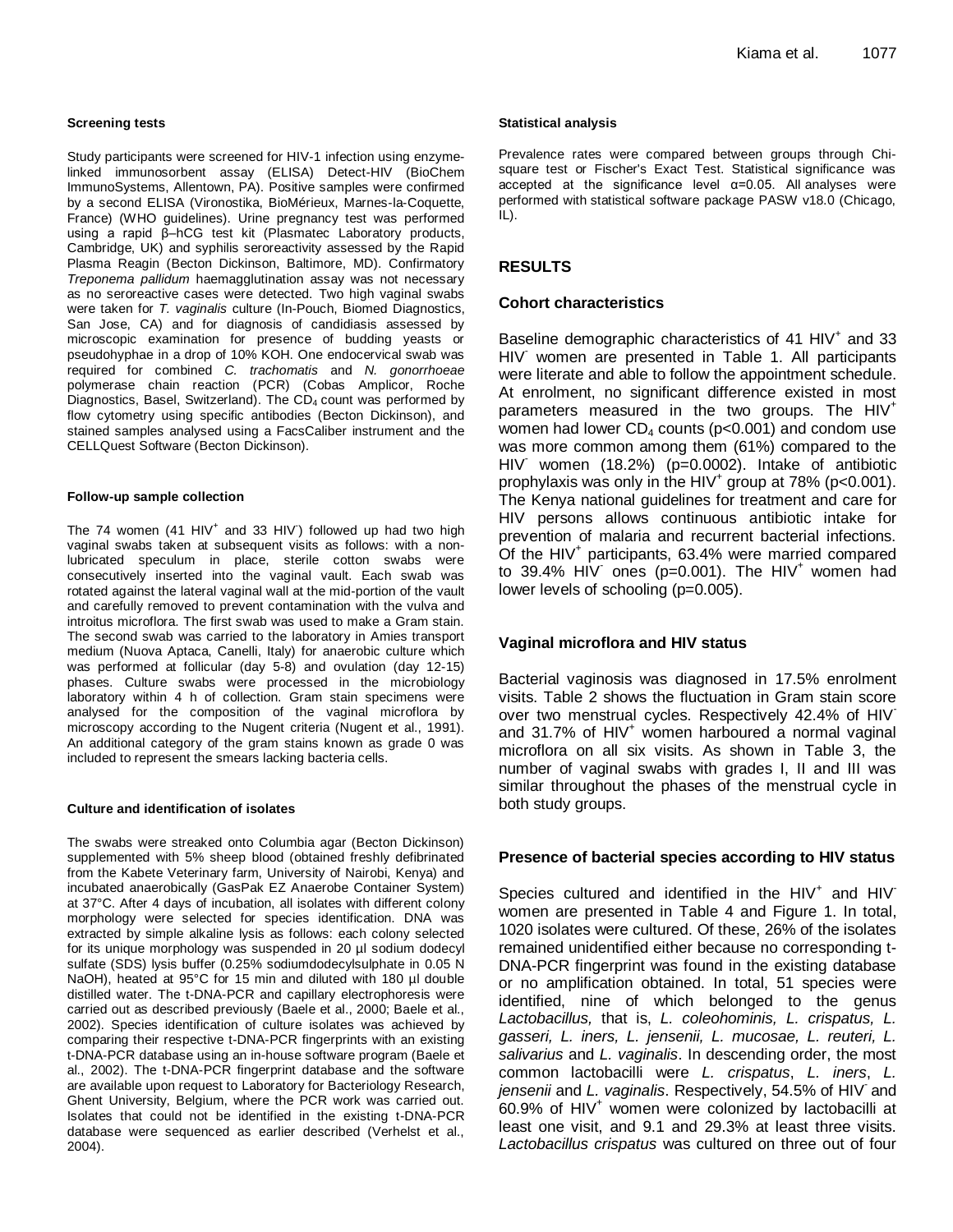#### Screening tests

Study participants were screened for HIV-1 infection using enzyme-linked immunosorbent assay (ELISA) Detect-HIV (BioChem ImmunoSystems, Allentown, PA). Positive samples were confirmed by a second ELISA (Vironostika, BioMérieux, Marnes-la-Coquette, France) (WHO guidelines). Urine pregnancy test was performed using a rapid β–hCG test kit (Plasmatec Laboratory products, Cambridge, UK) and syphilis seroreactivity assessed by the Rapid Plasma Reagin (Becton Dickinson, Baltimore, MD). Confirmatory *Treponema pallidum* haemagglutination assay was not necessary as no seroreactive cases were detected. Two high vaginal swabs were taken for *T. vaginalis* culture (In-Pouch, Biomed Diagnostics, San Jose, CA) and for diagnosis of candidiasis assessed by microscopic examination for presence of budding yeasts or pseudohyphae in a drop of 10% KOH. One endocervical swab was required for combined *C. trachomatis* and *N. gonorrhoeae* polymerase chain reaction (PCR) (Cobas Amplicor, Roche Diagnostics, Basel, Switzerland). The $CD_4$ count was performed by flow cytometry using specific antibodies (Becton Dickinson), and stained samples analysed using a FacsCaliber instrument and the CELLQuest Software (Becton Dickinson).

#### Follow-up sample collection

The 74 women (41 $HIV^+$ and 33 $HIV^-$) followed up had two high vaginal swabs taken at subsequent visits as follows: with a non-lubricated speculum in place, sterile cotton swabs were consecutively inserted into the vaginal vault. Each swab was rotated against the lateral vaginal wall at the mid-portion of the vault and carefully removed to prevent contamination with the vulva and introitus microflora. The first swab was used to make a Gram stain. The second swab was carried to the laboratory in Amies transport medium (Nuova Aptaca, Canelli, Italy) for anaerobic culture which was performed at follicular (day 5-8) and ovulation (day 12-15) phases. Culture swabs were processed in the microbiology laboratory within 4 h of collection. Gram stain specimens were analysed for the composition of the vaginal microflora by microscopy according to the Nugent criteria (Nugent et al., 1991). An additional category of the gram stains known as grade 0 was included to represent the smears lacking bacteria cells.

#### Culture and identification of isolates

The swabs were streaked onto Columbia agar (Becton Dickinson) supplemented with 5% sheep blood (obtained freshly defibrinated from the Kabete Veterinary farm, University of Nairobi, Kenya) and incubated anaerobically (GasPak EZ Anaerobe Container System) at 37°C. After 4 days of incubation, all isolates with different colony morphology were selected for species identification. DNA was extracted by simple alkaline lysis as follows: each colony selected for its unique morphology was suspended in 20 µl sodium dodecyl sulfate (SDS) lysis buffer (0.25% sodiumdodecylsulphate in 0.05 N NaOH), heated at 95°C for 15 min and diluted with 180 µl double distilled water. The t-DNA-PCR and capillary electrophoresis were carried out as described previously (Baele et al., 2000; Baele et al., 2002). Species identification of culture isolates was achieved by comparing their respective t-DNA-PCR fingerprints with an existing t-DNA-PCR database using an in-house software program (Baele et al., 2002). The t-DNA-PCR fingerprint database and the software are available upon request to Laboratory for Bacteriology Research, Ghent University, Belgium, where the PCR work was carried out. Isolates that could not be identified in the existing t-DNA-PCR database were sequenced as earlier described (Verhelst et al., 2004).

#### Statistical analysis

Prevalence rates were compared between groups through Chi-square test or Fischer's Exact Test. Statistical significance was accepted at the significance level α=0.05. All analyses were performed with statistical software package PASW v18.0 (Chicago, IL).

## RESULTS

### Cohort characteristics

Baseline demographic characteristics of 41 $HIV^+$ and 33 $HIV^-$ women are presented in Table 1. All participants were literate and able to follow the appointment schedule. At enrolment, no significant difference existed in most parameters measured in the two groups. The $HIV^+$ women had lower $CD_4$ counts (p<0.001) and condom use was more common among them (61%) compared to the $HIV^-$ women (18.2%) (p=0.0002). Intake of antibiotic prophylaxis was only in the $HIV^+$ group at 78% (p<0.001). The Kenya national guidelines for treatment and care for HIV persons allows continuous antibiotic intake for prevention of malaria and recurrent bacterial infections. Of the $HIV^+$ participants, 63.4% were married compared to 39.4% $HIV^-$ ones (p=0.001). The $HIV^+$ women had lower levels of schooling (p=0.005).

### Vaginal microflora and HIV status

Bacterial vaginosis was diagnosed in 17.5% enrolment visits. Table 2 shows the fluctuation in Gram stain score over two menstrual cycles. Respectively 42.4% of $HIV^-$ and 31.7% of $HIV^+$ women harboured a normal vaginal microflora on all six visits. As shown in Table 3, the number of vaginal swabs with grades I, II and III was similar throughout the phases of the menstrual cycle in both study groups.

### Presence of bacterial species according to HIV status

Species cultured and identified in the $HIV^+$ and $HIV^-$ women are presented in Table 4 and Figure 1. In total, 1020 isolates were cultured. Of these, 26% of the isolates remained unidentified either because no corresponding t-DNA-PCR fingerprint was found in the existing database or no amplification obtained. In total, 51 species were identified, nine of which belonged to the genus *Lactobacillus,* that is, *L. coleohominis, L. crispatus, L. gasseri, L. iners, L. jensenii, L. mucosae, L. reuteri, L. salivarius* and *L. vaginalis*. In descending order, the most common lactobacilli were *L. crispatus*, *L. iners*, *L. jensenii* and *L. vaginalis*. Respectively, 54.5% of $HIV^-$ and 60.9% of $HIV^+$ women were colonized by lactobacilli at least one visit, and 9.1 and 29.3% at least three visits. *Lactobacillus crispatus* was cultured on three out of four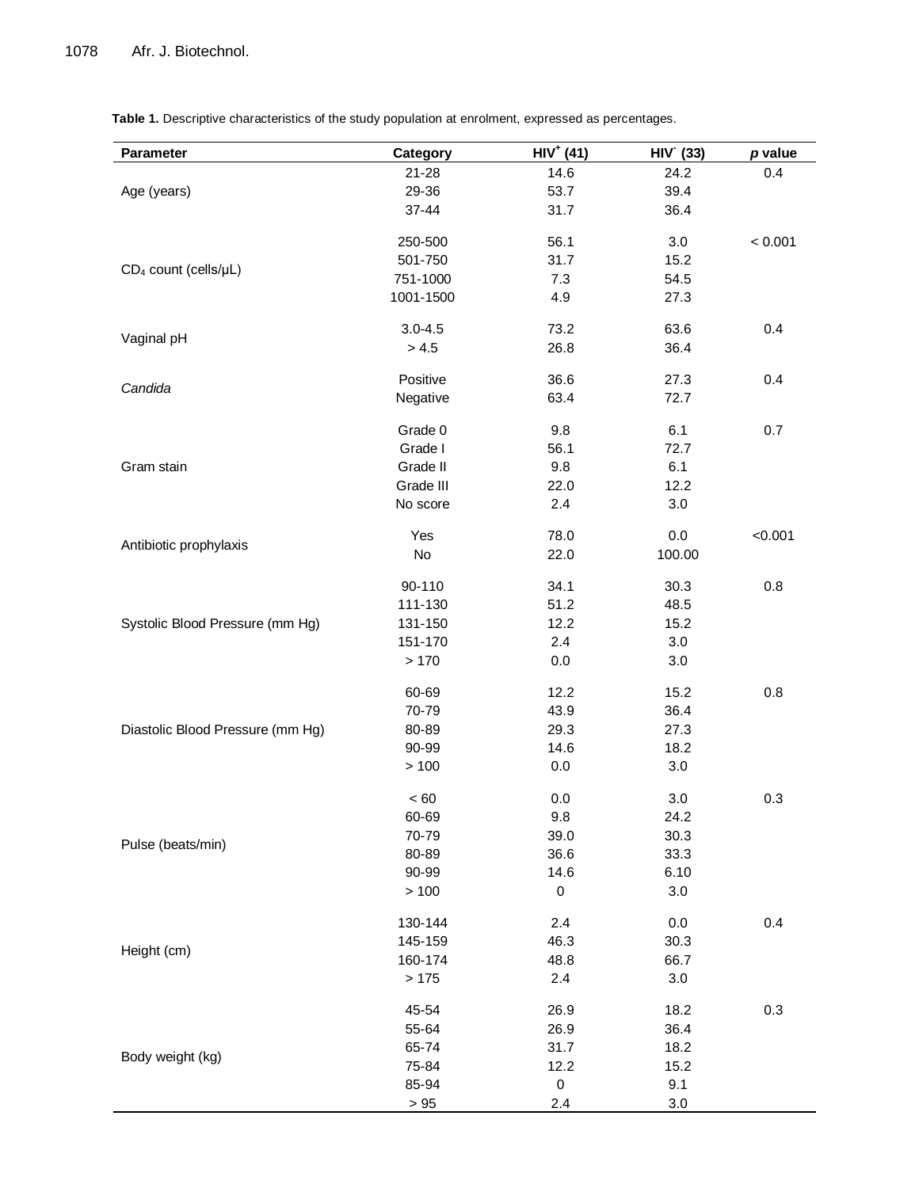**Table 1.** Descriptive characteristics of the study population at enrolment, expressed as percentages.

| Parameter | Category | $HIV^+$ (41) | $HIV^-$ (33) | *p* value |
|---|---|---|---|---|
| Age (years) | 21-28 | 14.6 | 24.2 | 0.4 |
| | 29-36 | 53.7 | 39.4 | |
| | 37-44 | 31.7 | 36.4 | |
| $CD_4$ count (cells/µL) | 250-500 | 56.1 | 3.0 | < 0.001 |
| | 501-750 | 31.7 | 15.2 | |
| | 751-1000 | 7.3 | 54.5 | |
| | 1001-1500 | 4.9 | 27.3 | |
| Vaginal pH | 3.0-4.5 | 73.2 | 63.6 | 0.4 |
| | > 4.5 | 26.8 | 36.4 | |
| *Candida* | Positive | 36.6 | 27.3 | 0.4 |
| | Negative | 63.4 | 72.7 | |
| Gram stain | Grade 0 | 9.8 | 6.1 | 0.7 |
| | Grade I | 56.1 | 72.7 | |
| | Grade II | 9.8 | 6.1 | |
| | Grade III | 22.0 | 12.2 | |
| | No score | 2.4 | 3.0 | |
| Antibiotic prophylaxis | Yes | 78.0 | 0.0 | <0.001 |
| | No | 22.0 | 100.00 | |
| Systolic Blood Pressure (mm Hg) | 90-110 | 34.1 | 30.3 | 0.8 |
| | 111-130 | 51.2 | 48.5 | |
| | 131-150 | 12.2 | 15.2 | |
| | 151-170 | 2.4 | 3.0 | |
| | > 170 | 0.0 | 3.0 | |
| Diastolic Blood Pressure (mm Hg) | 60-69 | 12.2 | 15.2 | 0.8 |
| | 70-79 | 43.9 | 36.4 | |
| | 80-89 | 29.3 | 27.3 | |
| | 90-99 | 14.6 | 18.2 | |
| | > 100 | 0.0 | 3.0 | |
| Pulse (beats/min) | < 60 | 0.0 | 3.0 | 0.3 |
| | 60-69 | 9.8 | 24.2 | |
| | 70-79 | 39.0 | 30.3 | |
| | 80-89 | 36.6 | 33.3 | |
| | 90-99 | 14.6 | 6.10 | |
| | > 100 | 0 | 3.0 | |
| Height (cm) | 130-144 | 2.4 | 0.0 | 0.4 |
| | 145-159 | 46.3 | 30.3 | |
| | 160-174 | 48.8 | 66.7 | |
| | > 175 | 2.4 | 3.0 | |
| Body weight (kg) | 45-54 | 26.9 | 18.2 | 0.3 |
| | 55-64 | 26.9 | 36.4 | |
| | 65-74 | 31.7 | 18.2 | |
| | 75-84 | 12.2 | 15.2 | |
| | 85-94 | 0 | 9.1 | |
| | > 95 | 2.4 | 3.0 | |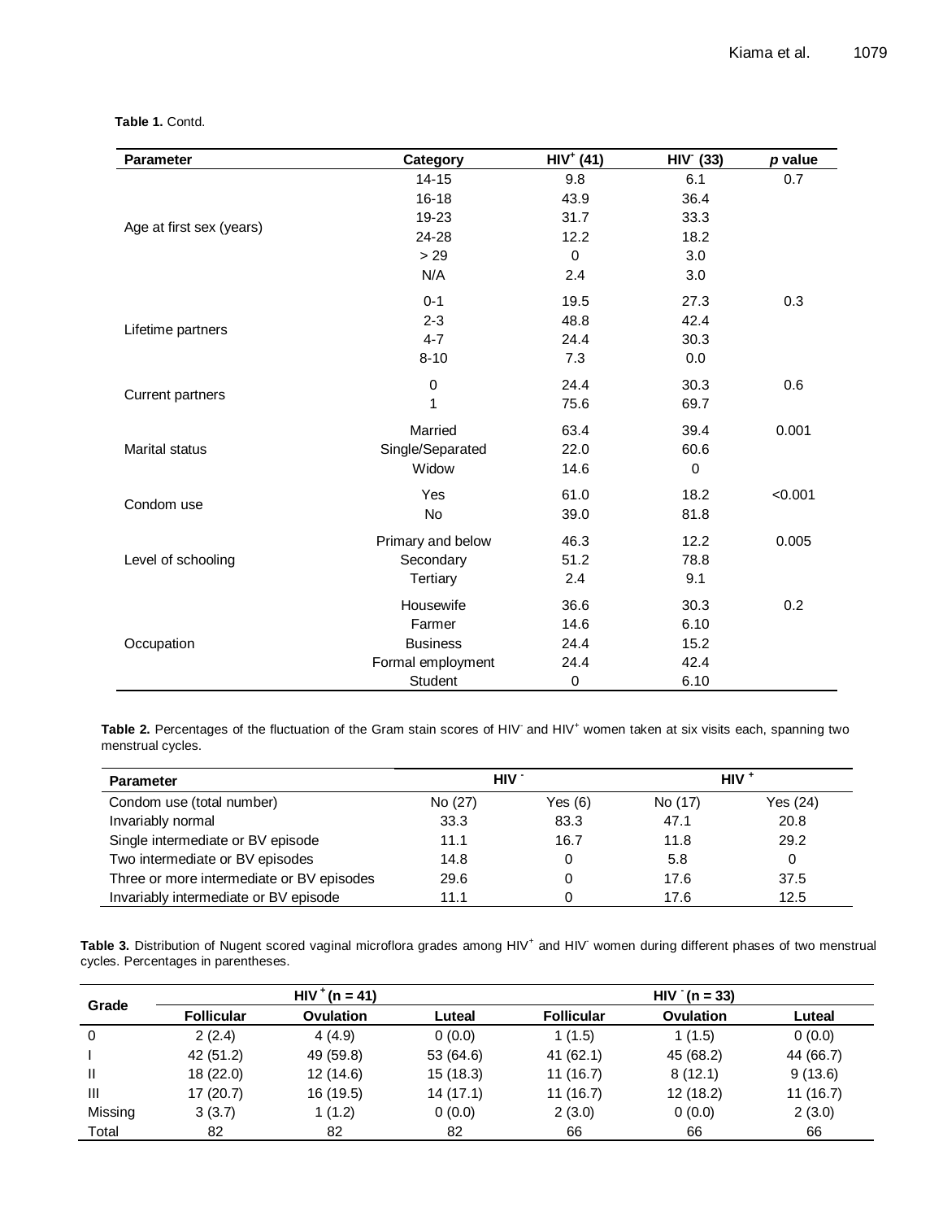**Table 1.** Contd.

| Parameter | Category | $HIV^+$ (41) | $HIV^-$ (33) | *p* value |
|---|---|---|---|---|
| Age at first sex (years) | 14-15 | 9.8 | 6.1 | 0.7 |
| | 16-18 | 43.9 | 36.4 | |
| | 19-23 | 31.7 | 33.3 | |
| | 24-28 | 12.2 | 18.2 | |
| | > 29 | 0 | 3.0 | |
| | N/A | 2.4 | 3.0 | |
| Lifetime partners | 0-1 | 19.5 | 27.3 | 0.3 |
| | 2-3 | 48.8 | 42.4 | |
| | 4-7 | 24.4 | 30.3 | |
| | 8-10 | 7.3 | 0.0 | |
| Current partners | 0 | 24.4 | 30.3 | 0.6 |
| | 1 | 75.6 | 69.7 | |
| Marital status | Married | 63.4 | 39.4 | 0.001 |
| | Single/Separated | 22.0 | 60.6 | |
| | Widow | 14.6 | 0 | |
| Condom use | Yes | 61.0 | 18.2 | <0.001 |
| | No | 39.0 | 81.8 | |
| Level of schooling | Primary and below | 46.3 | 12.2 | 0.005 |
| | Secondary | 51.2 | 78.8 | |
| | Tertiary | 2.4 | 9.1 | |
| Occupation | Housewife | 36.6 | 30.3 | 0.2 |
| | Farmer | 14.6 | 6.10 | |
| | Business | 24.4 | 15.2 | |
| | Formal employment | 24.4 | 42.4 | |
| | Student | 0 | 6.10 | |

**Table 2.** Percentages of the fluctuation of the Gram stain scores of $HIV^-$ and $HIV^+$ women taken at six visits each, spanning two menstrual cycles.

| Parameter | $HIV^-$ | | $HIV^+$ | |
|---|---|---|---|---|
| Condom use (total number) | No (27) | Yes (6) | No (17) | Yes (24) |
| Invariably normal | 33.3 | 83.3 | 47.1 | 20.8 |
| Single intermediate or BV episode | 11.1 | 16.7 | 11.8 | 29.2 |
| Two intermediate or BV episodes | 14.8 | 0 | 5.8 | 0 |
| Three or more intermediate or BV episodes | 29.6 | 0 | 17.6 | 37.5 |
| Invariably intermediate or BV episode | 11.1 | 0 | 17.6 | 12.5 |

**Table 3.** Distribution of Nugent scored vaginal microflora grades among $HIV^+$ and $HIV^-$ women during different phases of two menstrual cycles. Percentages in parentheses.

| Grade | $HIV^+$ (n = 41) | | | $HIV^-$ (n = 33) | | |
|---|---|---|---|---|---|---|
| | Follicular | Ovulation | Luteal | Follicular | Ovulation | Luteal |
| 0 | 2 (2.4) | 4 (4.9) | 0 (0.0) | 1 (1.5) | 1 (1.5) | 0 (0.0) |
| I | 42 (51.2) | 49 (59.8) | 53 (64.6) | 41 (62.1) | 45 (68.2) | 44 (66.7) |
| II | 18 (22.0) | 12 (14.6) | 15 (18.3) | 11 (16.7) | 8 (12.1) | 9 (13.6) |
| III | 17 (20.7) | 16 (19.5) | 14 (17.1) | 11 (16.7) | 12 (18.2) | 11 (16.7) |
| Missing | 3 (3.7) | 1 (1.2) | 0 (0.0) | 2 (3.0) | 0 (0.0) | 2 (3.0) |
| Total | 82 | 82 | 82 | 66 | 66 | 66 |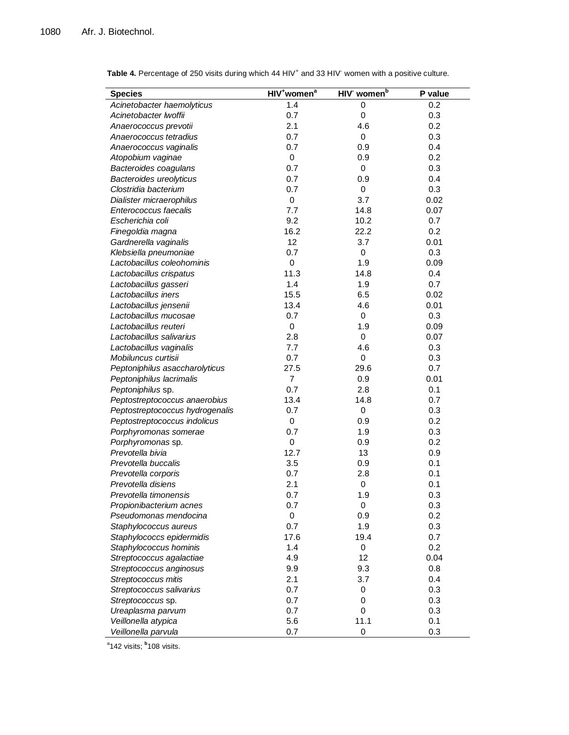**Table 4.** Percentage of 250 visits during which 44 HIV$^+$ and 33 HIV$^-$ women with a positive culture.

| Species | HIV$^+$women[a] | HIV$^-$ women[b] | P value |
|---|---|---|---|
| *Acinetobacter haemolyticus* | 1.4 | 0 | 0.2 |
| *Acinetobacter lwoffii* | 0.7 | 0 | 0.3 |
| *Anaerococcus prevotii* | 2.1 | 4.6 | 0.2 |
| *Anaerococcus tetradius* | 0.7 | 0 | 0.3 |
| *Anaerococcus vaginalis* | 0.7 | 0.9 | 0.4 |
| *Atopobium vaginae* | 0 | 0.9 | 0.2 |
| *Bacteroides coagulans* | 0.7 | 0 | 0.3 |
| *Bacteroides ureolyticus* | 0.7 | 0.9 | 0.4 |
| *Clostridia bacterium* | 0.7 | 0 | 0.3 |
| *Dialister micraerophilus* | 0 | 3.7 | 0.02 |
| *Enterococcus faecalis* | 7.7 | 14.8 | 0.07 |
| *Escherichia coli* | 9.2 | 10.2 | 0.7 |
| *Finegoldia magna* | 16.2 | 22.2 | 0.2 |
| *Gardnerella vaginalis* | 12 | 3.7 | 0.01 |
| *Klebsiella pneumoniae* | 0.7 | 0 | 0.3 |
| *Lactobacillus coleohominis* | 0 | 1.9 | 0.09 |
| *Lactobacillus crispatus* | 11.3 | 14.8 | 0.4 |
| *Lactobacillus gasseri* | 1.4 | 1.9 | 0.7 |
| *Lactobacillus iners* | 15.5 | 6.5 | 0.02 |
| *Lactobacillus jensenii* | 13.4 | 4.6 | 0.01 |
| *Lactobacillus mucosae* | 0.7 | 0 | 0.3 |
| *Lactobacillus reuteri* | 0 | 1.9 | 0.09 |
| *Lactobacillus salivarius* | 2.8 | 0 | 0.07 |
| *Lactobacillus vaginalis* | 7.7 | 4.6 | 0.3 |
| *Mobiluncus curtisii* | 0.7 | 0 | 0.3 |
| *Peptoniphilus asaccharolyticus* | 27.5 | 29.6 | 0.7 |
| *Peptoniphilus lacrimalis* | 7 | 0.9 | 0.01 |
| *Peptoniphilus* sp. | 0.7 | 2.8 | 0.1 |
| *Peptostreptococcus anaerobius* | 13.4 | 14.8 | 0.7 |
| *Peptostreptococcus hydrogenalis* | 0.7 | 0 | 0.3 |
| *Peptostreptococcus indolicus* | 0 | 0.9 | 0.2 |
| *Porphyromonas somerae* | 0.7 | 1.9 | 0.3 |
| *Porphyromonas* sp. | 0 | 0.9 | 0.2 |
| *Prevotella bivia* | 12.7 | 13 | 0.9 |
| *Prevotella buccalis* | 3.5 | 0.9 | 0.1 |
| *Prevotella corporis* | 0.7 | 2.8 | 0.1 |
| *Prevotella disiens* | 2.1 | 0 | 0.1 |
| *Prevotella timonensis* | 0.7 | 1.9 | 0.3 |
| *Propionibacterium acnes* | 0.7 | 0 | 0.3 |
| *Pseudomonas mendocina* | 0 | 0.9 | 0.2 |
| *Staphylococcus aureus* | 0.7 | 1.9 | 0.3 |
| *Staphylococcs epidermidis* | 17.6 | 19.4 | 0.7 |
| *Staphylococcus hominis* | 1.4 | 0 | 0.2 |
| *Streptococcus agalactiae* | 4.9 | 12 | 0.04 |
| *Streptococcus anginosus* | 9.9 | 9.3 | 0.8 |
| *Streptococcus mitis* | 2.1 | 3.7 | 0.4 |
| *Streptococcus salivarius* | 0.7 | 0 | 0.3 |
| *Streptococcus* sp. | 0.7 | 0 | 0.3 |
| *Ureaplasma parvum* | 0.7 | 0 | 0.3 |
| *Veillonella atypica* | 5.6 | 11.1 | 0.1 |
| *Veillonella parvula* | 0.7 | 0 | 0.3 |

[a]142 visits; [b]108 visits.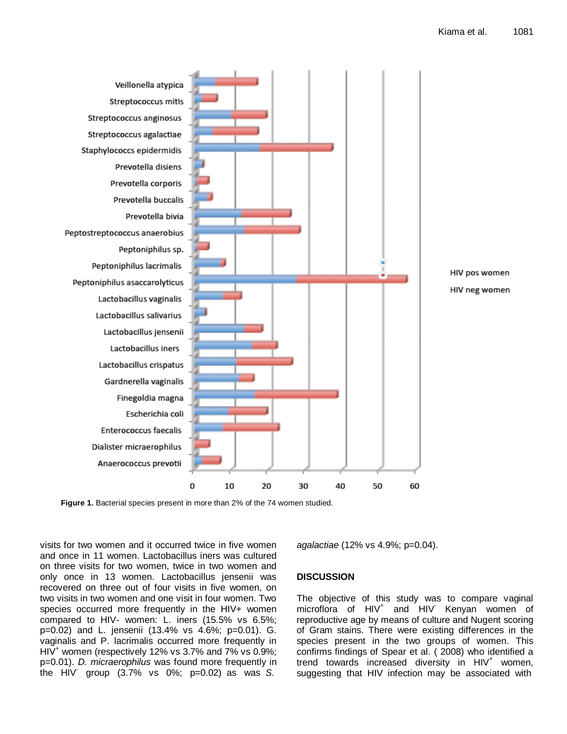Figure 1. Bacterial species present in more than 2% of the 74 women studied.

visits for two women and it occurred twice in five women and once in 11 women. Lactobacillus iners was cultured on three visits for two women, twice in two women and only once in 13 women. Lactobacillus jensenii was recovered on three out of four visits in five women, on two visits in two women and one visit in four women. Two species occurred more frequently in the HIV+ women compared to HIV- women: L. iners (15.5% vs 6.5%; p=0.02) and L. jensenii (13.4% vs 4.6%; p=0.01). G. vaginalis and P. lacrimalis occurred more frequently in $HIV^+$ women (respectively 12% vs 3.7% and 7% vs 0.9%; p=0.01). *D. micraerophilus* was found more frequently in the $HIV^-$ group (3.7% vs 0%; p=0.02) as was *S. agalactiae* (12% vs 4.9%; p=0.04).

## DISCUSSION

The objective of this study was to compare vaginal microflora of $HIV^+$ and $HIV^-$ Kenyan women of reproductive age by means of culture and Nugent scoring of Gram stains. There were existing differences in the species present in the two groups of women. This confirms findings of Spear et al. ( 2008) who identified a trend towards increased diversity in $HIV^+$ women, suggesting that HIV infection may be associated with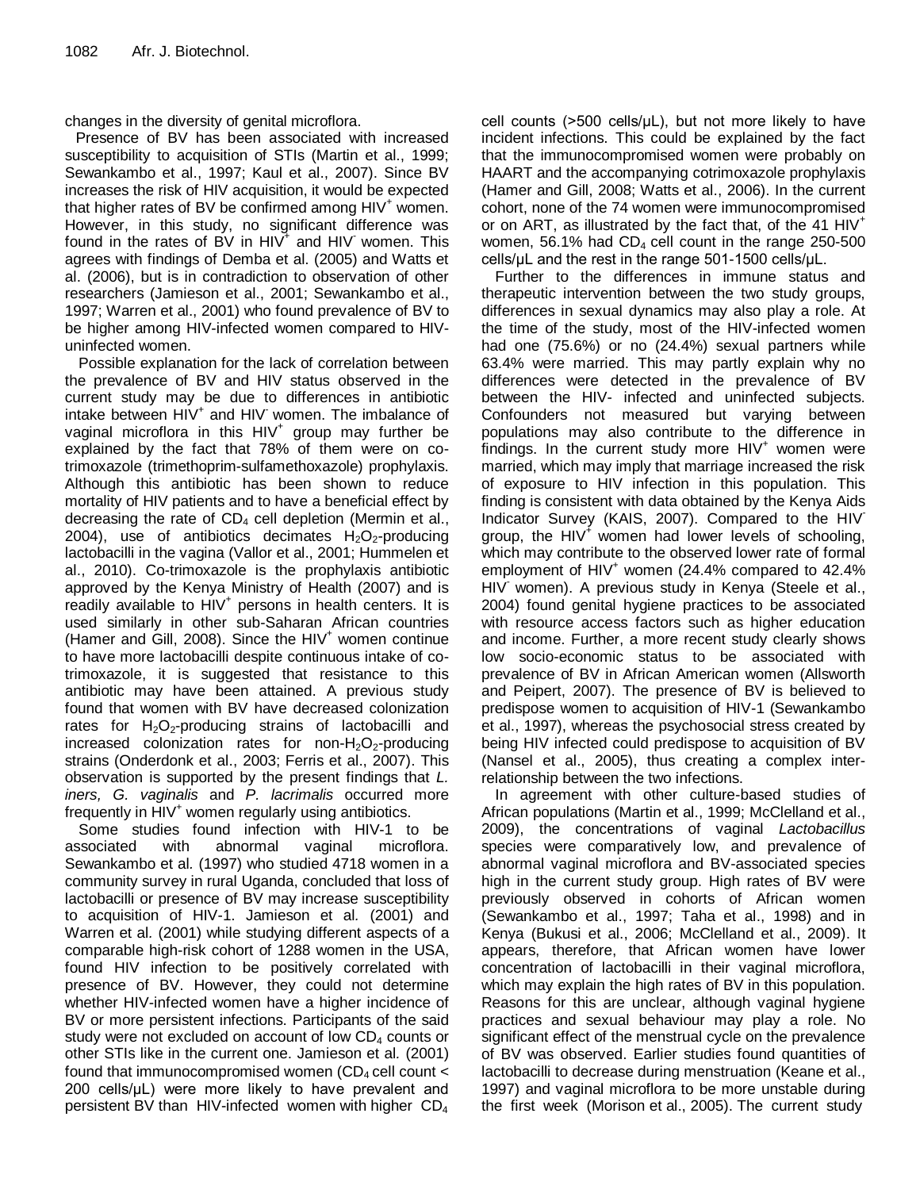changes in the diversity of genital microflora.

Presence of BV has been associated with increased susceptibility to acquisition of STIs (Martin et al., 1999; Sewankambo et al., 1997; Kaul et al., 2007). Since BV increases the risk of HIV acquisition, it would be expected that higher rates of BV be confirmed among $HIV^+$ women. However, in this study, no significant difference was found in the rates of BV in $HIV^+$ and $HIV^-$ women. This agrees with findings of Demba et al. (2005) and Watts et al. (2006), but is in contradiction to observation of other researchers (Jamieson et al., 2001; Sewankambo et al., 1997; Warren et al., 2001) who found prevalence of BV to be higher among HIV-infected women compared to HIV-uninfected women.

Possible explanation for the lack of correlation between the prevalence of BV and HIV status observed in the current study may be due to differences in antibiotic intake between $HIV^+$ and $HIV^-$ women. The imbalance of vaginal microflora in this $HIV^+$ group may further be explained by the fact that 78% of them were on co-trimoxazole (trimethoprim-sulfamethoxazole) prophylaxis. Although this antibiotic has been shown to reduce mortality of HIV patients and to have a beneficial effect by decreasing the rate of $CD_4$ cell depletion (Mermin et al., 2004), use of antibiotics decimates $H_2O_2$-producing lactobacilli in the vagina (Vallor et al., 2001; Hummelen et al., 2010). Co-trimoxazole is the prophylaxis antibiotic approved by the Kenya Ministry of Health (2007) and is readily available to $HIV^+$ persons in health centers. It is used similarly in other sub-Saharan African countries (Hamer and Gill, 2008). Since the $HIV^+$ women continue to have more lactobacilli despite continuous intake of co-trimoxazole, it is suggested that resistance to this antibiotic may have been attained. A previous study found that women with BV have decreased colonization rates for $H_2O_2$-producing strains of lactobacilli and increased colonization rates for non-$H_2O_2$-producing strains (Onderdonk et al., 2003; Ferris et al., 2007). This observation is supported by the present findings that *L. iners, G. vaginalis* and *P. lacrimalis* occurred more frequently in $HIV^+$ women regularly using antibiotics.

Some studies found infection with HIV-1 to be associated with abnormal vaginal microflora. Sewankambo et al. (1997) who studied 4718 women in a community survey in rural Uganda, concluded that loss of lactobacilli or presence of BV may increase susceptibility to acquisition of HIV-1. Jamieson et al. (2001) and Warren et al. (2001) while studying different aspects of a comparable high-risk cohort of 1288 women in the USA, found HIV infection to be positively correlated with presence of BV. However, they could not determine whether HIV-infected women have a higher incidence of BV or more persistent infections. Participants of the said study were not excluded on account of low $CD_4$ counts or other STIs like in the current one. Jamieson et al. (2001) found that immunocompromised women ($CD_4$ cell count < 200 cells/µL) were more likely to have prevalent and persistent BV than HIV-infected women with higher $CD_4$ cell counts (>500 cells/µL), but not more likely to have incident infections. This could be explained by the fact that the immunocompromised women were probably on HAART and the accompanying cotrimoxazole prophylaxis (Hamer and Gill, 2008; Watts et al., 2006). In the current cohort, none of the 74 women were immunocompromised or on ART, as illustrated by the fact that, of the 41 $HIV^+$ women, 56.1% had $CD_4$ cell count in the range 250-500 cells/µL and the rest in the range 501-1500 cells/µL.

Further to the differences in immune status and therapeutic intervention between the two study groups, differences in sexual dynamics may also play a role. At the time of the study, most of the HIV-infected women had one (75.6%) or no (24.4%) sexual partners while 63.4% were married. This may partly explain why no differences were detected in the prevalence of BV between the HIV- infected and uninfected subjects. Confounders not measured but varying between populations may also contribute to the difference in findings. In the current study more $HIV^+$ women were married, which may imply that marriage increased the risk of exposure to HIV infection in this population. This finding is consistent with data obtained by the Kenya Aids Indicator Survey (KAIS, 2007). Compared to the $HIV^-$ group, the $HIV^+$ women had lower levels of schooling, which may contribute to the observed lower rate of formal employment of $HIV^+$ women (24.4% compared to 42.4% $HIV^-$ women). A previous study in Kenya (Steele et al., 2004) found genital hygiene practices to be associated with resource access factors such as higher education and income. Further, a more recent study clearly shows low socio-economic status to be associated with prevalence of BV in African American women (Allsworth and Peipert, 2007). The presence of BV is believed to predispose women to acquisition of HIV-1 (Sewankambo et al., 1997), whereas the psychosocial stress created by being HIV infected could predispose to acquisition of BV (Nansel et al., 2005), thus creating a complex inter-relationship between the two infections.

In agreement with other culture-based studies of African populations (Martin et al., 1999; McClelland et al., 2009), the concentrations of vaginal *Lactobacillus* species were comparatively low, and prevalence of abnormal vaginal microflora and BV-associated species high in the current study group. High rates of BV were previously observed in cohorts of African women (Sewankambo et al., 1997; Taha et al., 1998) and in Kenya (Bukusi et al., 2006; McClelland et al., 2009). It appears, therefore, that African women have lower concentration of lactobacilli in their vaginal microflora, which may explain the high rates of BV in this population. Reasons for this are unclear, although vaginal hygiene practices and sexual behaviour may play a role. No significant effect of the menstrual cycle on the prevalence of BV was observed. Earlier studies found quantities of lactobacilli to decrease during menstruation (Keane et al., 1997) and vaginal microflora to be more unstable during the first week (Morison et al., 2005). The current study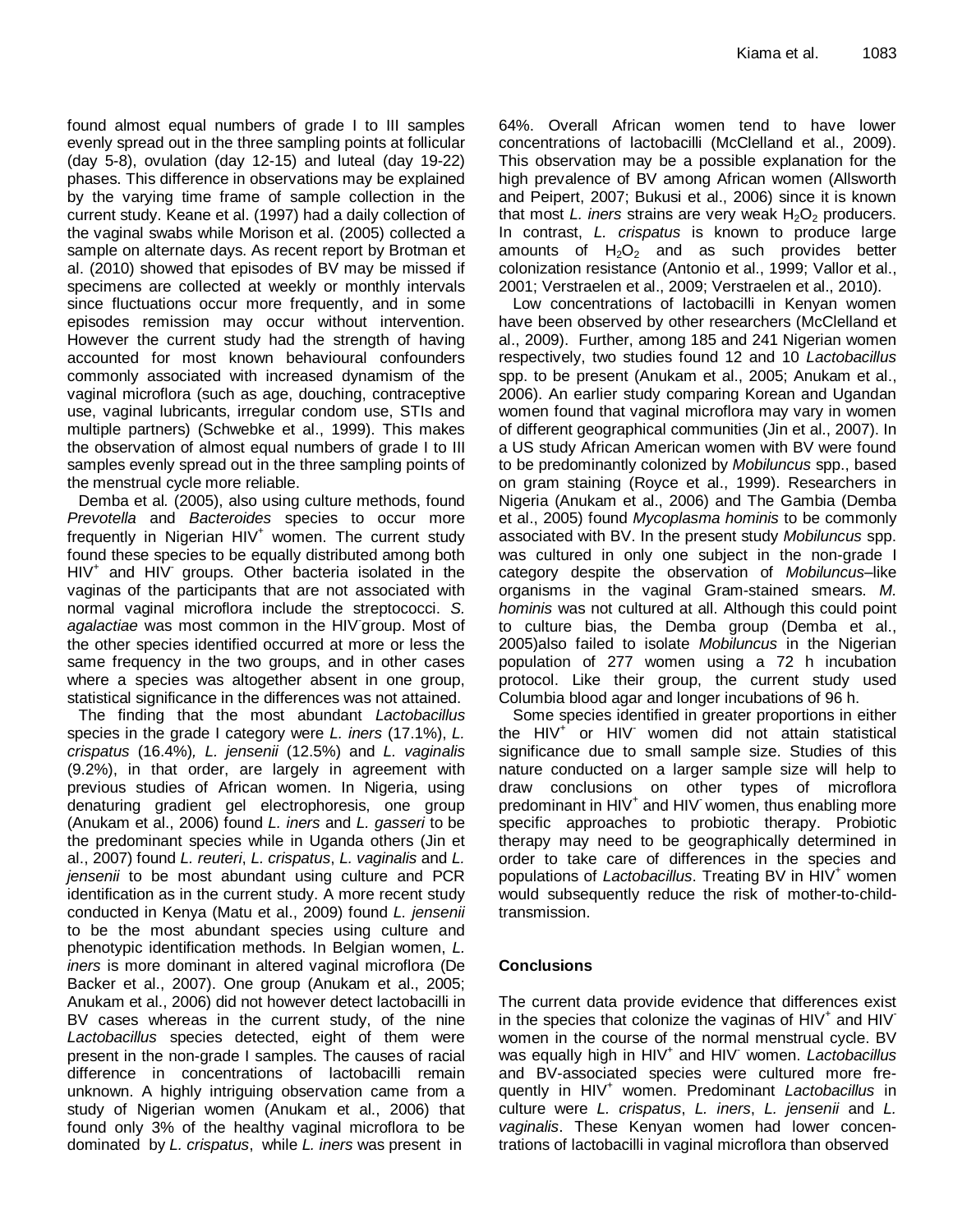found almost equal numbers of grade I to III samples evenly spread out in the three sampling points at follicular (day 5-8), ovulation (day 12-15) and luteal (day 19-22) phases. This difference in observations may be explained by the varying time frame of sample collection in the current study. Keane et al. (1997) had a daily collection of the vaginal swabs while Morison et al. (2005) collected a sample on alternate days. As recent report by Brotman et al. (2010) showed that episodes of BV may be missed if specimens are collected at weekly or monthly intervals since fluctuations occur more frequently, and in some episodes remission may occur without intervention. However the current study had the strength of having accounted for most known behavioural confounders commonly associated with increased dynamism of the vaginal microflora (such as age, douching, contraceptive use, vaginal lubricants, irregular condom use, STIs and multiple partners) (Schwebke et al., 1999). This makes the observation of almost equal numbers of grade I to III samples evenly spread out in the three sampling points of the menstrual cycle more reliable.

Demba et al*.* (2005), also using culture methods, found *Prevotella* and *Bacteroides* species to occur more frequently in Nigerian $HIV^+$ women. The current study found these species to be equally distributed among both $HIV^+$ and $HIV^-$ groups. Other bacteria isolated in the vaginas of the participants that are not associated with normal vaginal microflora include the streptococci. *S. agalactiae* was most common in the $HIV^-$group. Most of the other species identified occurred at more or less the same frequency in the two groups, and in other cases where a species was altogether absent in one group, statistical significance in the differences was not attained.

The finding that the most abundant *Lactobacillus* species in the grade I category were *L. iners* (17.1%), *L. crispatus* (16.4%)*, L. jensenii* (12.5%) and *L. vaginalis* (9.2%), in that order, are largely in agreement with previous studies of African women. In Nigeria, using denaturing gradient gel electrophoresis, one group (Anukam et al., 2006) found *L. iners* and *L. gasseri* to be the predominant species while in Uganda others (Jin et al., 2007) found *L. reuteri*, *L. crispatus*, *L. vaginalis* and *L. jensenii* to be most abundant using culture and PCR identification as in the current study. A more recent study conducted in Kenya (Matu et al., 2009) found *L. jensenii* to be the most abundant species using culture and phenotypic identification methods. In Belgian women, *L. iners* is more dominant in altered vaginal microflora (De Backer et al., 2007). One group (Anukam et al., 2005; Anukam et al., 2006) did not however detect lactobacilli in BV cases whereas in the current study, of the nine *Lactobacillus* species detected, eight of them were present in the non-grade I samples. The causes of racial difference in concentrations of lactobacilli remain unknown. A highly intriguing observation came from a study of Nigerian women (Anukam et al., 2006) that found only 3% of the healthy vaginal microflora to be dominated by *L. crispatus*, while *L. iners* was present in 64%. Overall African women tend to have lower concentrations of lactobacilli (McClelland et al., 2009). This observation may be a possible explanation for the high prevalence of BV among African women (Allsworth and Peipert, 2007; Bukusi et al., 2006) since it is known that most *L. iners* strains are very weak $H_2O_2$ producers. In contrast, *L. crispatus* is known to produce large amounts of $H_2O_2$ and as such provides better colonization resistance (Antonio et al., 1999; Vallor et al., 2001; Verstraelen et al., 2009; Verstraelen et al., 2010).

Low concentrations of lactobacilli in Kenyan women have been observed by other researchers (McClelland et al., 2009). Further, among 185 and 241 Nigerian women respectively, two studies found 12 and 10 *Lactobacillus* spp. to be present (Anukam et al., 2005; Anukam et al., 2006). An earlier study comparing Korean and Ugandan women found that vaginal microflora may vary in women of different geographical communities (Jin et al., 2007). In a US study African American women with BV were found to be predominantly colonized by *Mobiluncus* spp., based on gram staining (Royce et al., 1999). Researchers in Nigeria (Anukam et al., 2006) and The Gambia (Demba et al., 2005) found *Mycoplasma hominis* to be commonly associated with BV. In the present study *Mobiluncus* spp. was cultured in only one subject in the non-grade I category despite the observation of *Mobiluncus*–like organisms in the vaginal Gram-stained smears. *M. hominis* was not cultured at all. Although this could point to culture bias, the Demba group (Demba et al., 2005)also failed to isolate *Mobiluncus* in the Nigerian population of 277 women using a 72 h incubation protocol. Like their group, the current study used Columbia blood agar and longer incubations of 96 h.

Some species identified in greater proportions in either the $HIV^+$ or $HIV^-$ women did not attain statistical significance due to small sample size. Studies of this nature conducted on a larger sample size will help to draw conclusions on other types of microflora predominant in $HIV^+$ and $HIV^-$ women, thus enabling more specific approaches to probiotic therapy. Probiotic therapy may need to be geographically determined in order to take care of differences in the species and populations of *Lactobacillus*. Treating BV in $HIV^+$ women would subsequently reduce the risk of mother-to-child-transmission.

## Conclusions

The current data provide evidence that differences exist in the species that colonize the vaginas of $HIV^+$ and $HIV^-$ women in the course of the normal menstrual cycle. BV was equally high in $HIV^+$ and $HIV^-$ women. *Lactobacillus* and BV-associated species were cultured more frequently in $HIV^+$ women. Predominant *Lactobacillus* in culture were *L. crispatus*, *L. iners*, *L. jensenii* and *L. vaginalis*. These Kenyan women had lower concentrations of lactobacilli in vaginal microflora than observed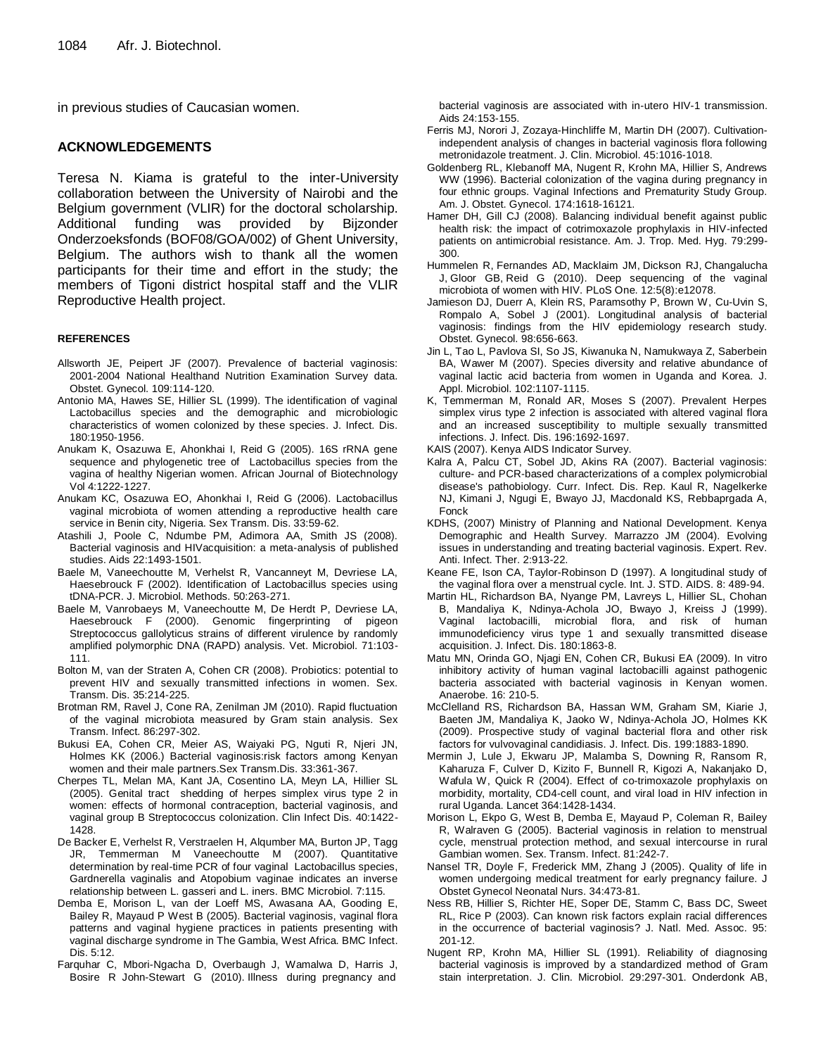in previous studies of Caucasian women.

## ACKNOWLEDGEMENTS

Teresa N. Kiama is grateful to the inter-University collaboration between the University of Nairobi and the Belgium government (VLIR) for the doctoral scholarship. Additional funding was provided by Bijzonder Onderzoeksfonds (BOF08/GOA/002) of Ghent University, Belgium. The authors wish to thank all the women participants for their time and effort in the study; the members of Tigoni district hospital staff and the VLIR Reproductive Health project.

## REFERENCES

Allsworth JE, Peipert JF (2007). Prevalence of bacterial vaginosis: 2001-2004 National Healthand Nutrition Examination Survey data. Obstet. Gynecol. 109:114-120.

Antonio MA, Hawes SE, Hillier SL (1999). The identification of vaginal Lactobacillus species and the demographic and microbiologic characteristics of women colonized by these species. J. Infect. Dis. 180:1950-1956.

Anukam K, Osazuwa E, Ahonkhai I, Reid G (2005). 16S rRNA gene sequence and phylogenetic tree of Lactobacillus species from the vagina of healthy Nigerian women. African Journal of Biotechnology Vol 4:1222-1227.

Anukam KC, Osazuwa EO, Ahonkhai I, Reid G (2006). Lactobacillus vaginal microbiota of women attending a reproductive health care service in Benin city, Nigeria. Sex Transm. Dis. 33:59-62.

Atashili J, Poole C, Ndumbe PM, Adimora AA, Smith JS (2008). Bacterial vaginosis and HIVacquisition: a meta-analysis of published studies. Aids 22:1493-1501.

Baele M, Vaneechoutte M, Verhelst R, Vancanneyt M, Devriese LA, Haesebrouck F (2002). Identification of Lactobacillus species using tDNA-PCR. J. Microbiol. Methods. 50:263-271.

Baele M, Vanrobaeys M, Vaneechoutte M, De Herdt P, Devriese LA, Haesebrouck F (2000). Genomic fingerprinting of pigeon Streptococcus gallolyticus strains of different virulence by randomly amplified polymorphic DNA (RAPD) analysis. Vet. Microbiol. 71:103-111.

Bolton M, van der Straten A, Cohen CR (2008). Probiotics: potential to prevent HIV and sexually transmitted infections in women. Sex. Transm. Dis. 35:214-225.

Brotman RM, Ravel J, Cone RA, Zenilman JM (2010). Rapid fluctuation of the vaginal microbiota measured by Gram stain analysis. Sex Transm. Infect. 86:297-302.

Bukusi EA, Cohen CR, Meier AS, Waiyaki PG, Nguti R, Njeri JN, Holmes KK (2006.) Bacterial vaginosis:risk factors among Kenyan women and their male partners.Sex Transm.Dis. 33:361-367.

Cherpes TL, Melan MA, Kant JA, Cosentino LA, Meyn LA, Hillier SL (2005). Genital tract shedding of herpes simplex virus type 2 in women: effects of hormonal contraception, bacterial vaginosis, and vaginal group B Streptococcus colonization. Clin Infect Dis. 40:1422-1428.

De Backer E, Verhelst R, Verstraelen H, Alqumber MA, Burton JP, Tagg JR, Temmerman M Vaneechoutte M (2007). Quantitative determination by real-time PCR of four vaginal Lactobacillus species, Gardnerella vaginalis and Atopobium vaginae indicates an inverse relationship between L. gasseri and L. iners. BMC Microbiol. 7:115.

Demba E, Morison L, van der Loeff MS, Awasana AA, Gooding E, Bailey R, Mayaud P West B (2005). Bacterial vaginosis, vaginal flora patterns and vaginal hygiene practices in patients presenting with vaginal discharge syndrome in The Gambia, West Africa. BMC Infect. Dis. 5:12.

Farquhar C, Mbori-Ngacha D, Overbaugh J, Wamalwa D, Harris J, Bosire R John-Stewart G (2010). Illness during pregnancy and bacterial vaginosis are associated with in-utero HIV-1 transmission. Aids 24:153-155.

Ferris MJ, Norori J, Zozaya-Hinchliffe M, Martin DH (2007). Cultivation-independent analysis of changes in bacterial vaginosis flora following metronidazole treatment. J. Clin. Microbiol. 45:1016-1018.

Goldenberg RL, Klebanoff MA, Nugent R, Krohn MA, Hillier S, Andrews WW (1996). Bacterial colonization of the vagina during pregnancy in four ethnic groups. Vaginal Infections and Prematurity Study Group. Am. J. Obstet. Gynecol. 174:1618-16121.

Hamer DH, Gill CJ (2008). Balancing individual benefit against public health risk: the impact of cotrimoxazole prophylaxis in HIV-infected patients on antimicrobial resistance. Am. J. Trop. Med. Hyg. 79:299-300.

Hummelen R, Fernandes AD, Macklaim JM, Dickson RJ, Changalucha J, Gloor GB, Reid G (2010). Deep sequencing of the vaginal microbiota of women with HIV. PLoS One. 12:5(8):e12078.

Jamieson DJ, Duerr A, Klein RS, Paramsothy P, Brown W, Cu-Uvin S, Rompalo A, Sobel J (2001). Longitudinal analysis of bacterial vaginosis: findings from the HIV epidemiology research study. Obstet. Gynecol. 98:656-663.

Jin L, Tao L, Pavlova SI, So JS, Kiwanuka N, Namukwaya Z, Saberbein BA, Wawer M (2007). Species diversity and relative abundance of vaginal lactic acid bacteria from women in Uganda and Korea. J. Appl. Microbiol. 102:1107-1115.

K, Temmerman M, Ronald AR, Moses S (2007). Prevalent Herpes simplex virus type 2 infection is associated with altered vaginal flora and an increased susceptibility to multiple sexually transmitted infections. J. Infect. Dis. 196:1692-1697.

KAIS (2007). Kenya AIDS Indicator Survey.

Kalra A, Palcu CT, Sobel JD, Akins RA (2007). Bacterial vaginosis: culture- and PCR-based characterizations of a complex polymicrobial disease's pathobiology. Curr. Infect. Dis. Rep. Kaul R, Nagelkerke NJ, Kimani J, Ngugi E, Bwayo JJ, Macdonald KS, Rebbaprgada A, Fonck

KDHS, (2007) Ministry of Planning and National Development. Kenya Demographic and Health Survey. Marrazzo JM (2004). Evolving issues in understanding and treating bacterial vaginosis. Expert. Rev. Anti. Infect. Ther. 2:913-22.

Keane FE, Ison CA, Taylor-Robinson D (1997). A longitudinal study of the vaginal flora over a menstrual cycle. Int. J. STD. AIDS. 8: 489-94.

Martin HL, Richardson BA, Nyange PM, Lavreys L, Hillier SL, Chohan B, Mandaliya K, Ndinya-Achola JO, Bwayo J, Kreiss J (1999). Vaginal lactobacilli, microbial flora, and risk of human immunodeficiency virus type 1 and sexually transmitted disease acquisition. J. Infect. Dis. 180:1863-8.

Matu MN, Orinda GO, Njagi EN, Cohen CR, Bukusi EA (2009). In vitro inhibitory activity of human vaginal lactobacilli against pathogenic bacteria associated with bacterial vaginosis in Kenyan women. Anaerobe. 16: 210-5.

McClelland RS, Richardson BA, Hassan WM, Graham SM, Kiarie J, Baeten JM, Mandaliya K, Jaoko W, Ndinya-Achola JO, Holmes KK (2009). Prospective study of vaginal bacterial flora and other risk factors for vulvovaginal candidiasis. J. Infect. Dis. 199:1883-1890.

Mermin J, Lule J, Ekwaru JP, Malamba S, Downing R, Ransom R, Kaharuza F, Culver D, Kizito F, Bunnell R, Kigozi A, Nakanjako D, Wafula W, Quick R (2004). Effect of co-trimoxazole prophylaxis on morbidity, mortality, CD4-cell count, and viral load in HIV infection in rural Uganda. Lancet 364:1428-1434.

Morison L, Ekpo G, West B, Demba E, Mayaud P, Coleman R, Bailey R, Walraven G (2005). Bacterial vaginosis in relation to menstrual cycle, menstrual protection method, and sexual intercourse in rural Gambian women. Sex. Transm. Infect. 81:242-7.

Nansel TR, Doyle F, Frederick MM, Zhang J (2005). Quality of life in women undergoing medical treatment for early pregnancy failure. J Obstet Gynecol Neonatal Nurs. 34:473-81.

Ness RB, Hillier S, Richter HE, Soper DE, Stamm C, Bass DC, Sweet RL, Rice P (2003). Can known risk factors explain racial differences in the occurrence of bacterial vaginosis? J. Natl. Med. Assoc. 95: 201-12.

Nugent RP, Krohn MA, Hillier SL (1991). Reliability of diagnosing bacterial vaginosis is improved by a standardized method of Gram stain interpretation. J. Clin. Microbiol. 29:297-301. Onderdonk AB,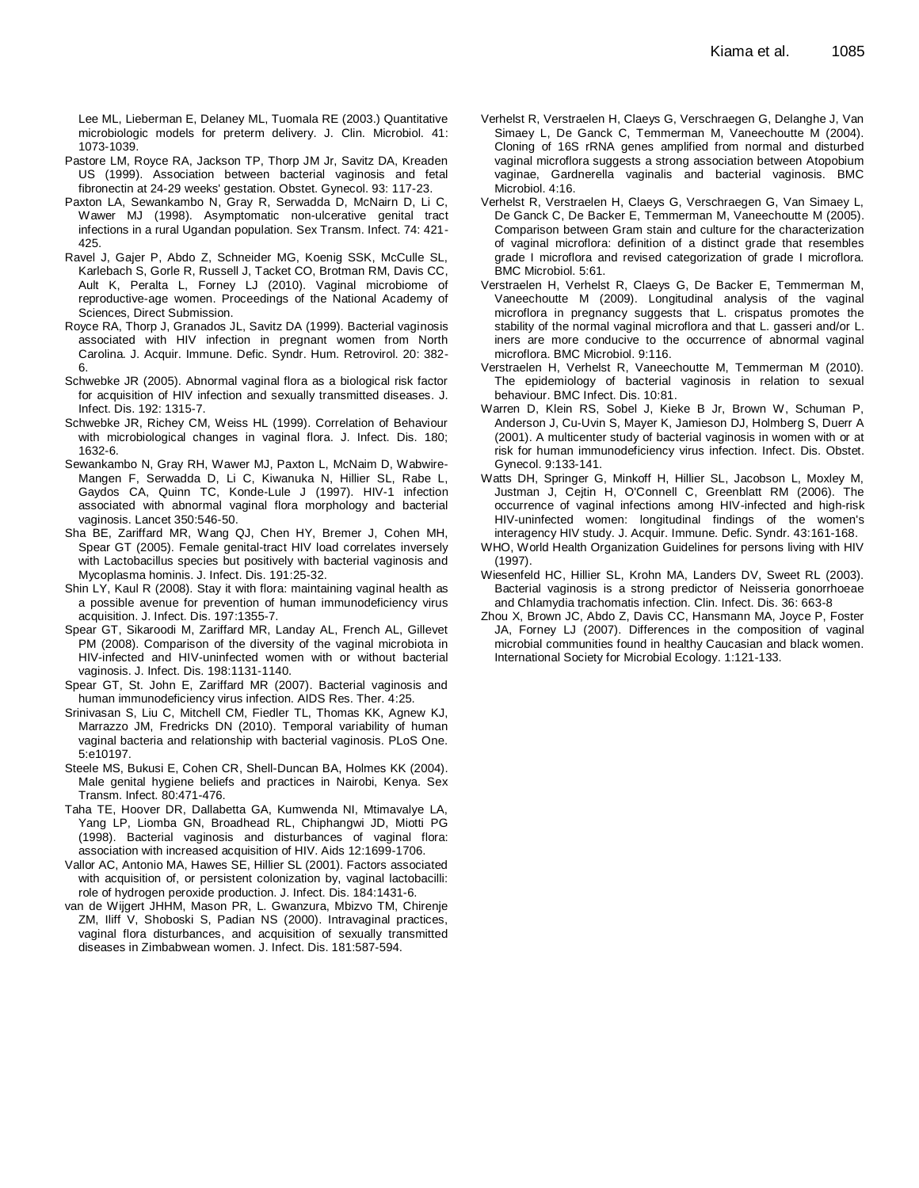Lee ML, Lieberman E, Delaney ML, Tuomala RE (2003.) Quantitative microbiologic models for preterm delivery. J. Clin. Microbiol. 41: 1073-1039.

Pastore LM, Royce RA, Jackson TP, Thorp JM Jr, Savitz DA, Kreaden US (1999). Association between bacterial vaginosis and fetal fibronectin at 24-29 weeks' gestation. Obstet. Gynecol. 93: 117-23.

Paxton LA, Sewankambo N, Gray R, Serwadda D, McNairn D, Li C, Wawer MJ (1998). Asymptomatic non-ulcerative genital tract infections in a rural Ugandan population. Sex Transm. Infect. 74: 421-425.

Ravel J, Gajer P, Abdo Z, Schneider MG, Koenig SSK, McCulle SL, Karlebach S, Gorle R, Russell J, Tacket CO, Brotman RM, Davis CC, Ault K, Peralta L, Forney LJ (2010). Vaginal microbiome of reproductive-age women. Proceedings of the National Academy of Sciences, Direct Submission.

Royce RA, Thorp J, Granados JL, Savitz DA (1999). Bacterial vaginosis associated with HIV infection in pregnant women from North Carolina. J. Acquir. Immune. Defic. Syndr. Hum. Retrovirol. 20: 382-6.

Schwebke JR (2005). Abnormal vaginal flora as a biological risk factor for acquisition of HIV infection and sexually transmitted diseases. J. Infect. Dis. 192: 1315-7.

Schwebke JR, Richey CM, Weiss HL (1999). Correlation of Behaviour with microbiological changes in vaginal flora. J. Infect. Dis. 180; 1632-6.

Sewankambo N, Gray RH, Wawer MJ, Paxton L, McNaim D, Wabwire-Mangen F, Serwadda D, Li C, Kiwanuka N, Hillier SL, Rabe L, Gaydos CA, Quinn TC, Konde-Lule J (1997). HIV-1 infection associated with abnormal vaginal flora morphology and bacterial vaginosis. Lancet 350:546-50.

Sha BE, Zariffard MR, Wang QJ, Chen HY, Bremer J, Cohen MH, Spear GT (2005). Female genital-tract HIV load correlates inversely with Lactobacillus species but positively with bacterial vaginosis and Mycoplasma hominis. J. Infect. Dis. 191:25-32.

Shin LY, Kaul R (2008). Stay it with flora: maintaining vaginal health as a possible avenue for prevention of human immunodeficiency virus acquisition. J. Infect. Dis. 197:1355-7.

Spear GT, Sikaroodi M, Zariffard MR, Landay AL, French AL, Gillevet PM (2008). Comparison of the diversity of the vaginal microbiota in HIV-infected and HIV-uninfected women with or without bacterial vaginosis. J. Infect. Dis. 198:1131-1140.

Spear GT, St. John E, Zariffard MR (2007). Bacterial vaginosis and human immunodeficiency virus infection. AIDS Res. Ther. 4:25.

Srinivasan S, Liu C, Mitchell CM, Fiedler TL, Thomas KK, Agnew KJ, Marrazzo JM, Fredricks DN (2010). Temporal variability of human vaginal bacteria and relationship with bacterial vaginosis. PLoS One. 5:e10197.

Steele MS, Bukusi E, Cohen CR, Shell-Duncan BA, Holmes KK (2004). Male genital hygiene beliefs and practices in Nairobi, Kenya. Sex Transm. Infect. 80:471-476.

Taha TE, Hoover DR, Dallabetta GA, Kumwenda NI, Mtimavalye LA, Yang LP, Liomba GN, Broadhead RL, Chiphangwi JD, Miotti PG (1998). Bacterial vaginosis and disturbances of vaginal flora: association with increased acquisition of HIV. Aids 12:1699-1706.

Vallor AC, Antonio MA, Hawes SE, Hillier SL (2001). Factors associated with acquisition of, or persistent colonization by, vaginal lactobacilli: role of hydrogen peroxide production. J. Infect. Dis. 184:1431-6.

van de Wijgert JHHM, Mason PR, L. Gwanzura, Mbizvo TM, Chirenje ZM, Iliff V, Shoboski S, Padian NS (2000). Intravaginal practices, vaginal flora disturbances, and acquisition of sexually transmitted diseases in Zimbabwean women. J. Infect. Dis. 181:587-594.

Verhelst R, Verstraelen H, Claeys G, Verschraegen G, Delanghe J, Van Simaey L, De Ganck C, Temmerman M, Vaneechoutte M (2004). Cloning of 16S rRNA genes amplified from normal and disturbed vaginal microflora suggests a strong association between Atopobium vaginae, Gardnerella vaginalis and bacterial vaginosis. BMC Microbiol. 4:16.

Verhelst R, Verstraelen H, Claeys G, Verschraegen G, Van Simaey L, De Ganck C, De Backer E, Temmerman M, Vaneechoutte M (2005). Comparison between Gram stain and culture for the characterization of vaginal microflora: definition of a distinct grade that resembles grade I microflora and revised categorization of grade I microflora. BMC Microbiol. 5:61.

Verstraelen H, Verhelst R, Claeys G, De Backer E, Temmerman M, Vaneechoutte M (2009). Longitudinal analysis of the vaginal microflora in pregnancy suggests that L. crispatus promotes the stability of the normal vaginal microflora and that L. gasseri and/or L. iners are more conducive to the occurrence of abnormal vaginal microflora. BMC Microbiol. 9:116.

Verstraelen H, Verhelst R, Vaneechoutte M, Temmerman M (2010). The epidemiology of bacterial vaginosis in relation to sexual behaviour. BMC Infect. Dis. 10:81.

Warren D, Klein RS, Sobel J, Kieke B Jr, Brown W, Schuman P, Anderson J, Cu-Uvin S, Mayer K, Jamieson DJ, Holmberg S, Duerr A (2001). A multicenter study of bacterial vaginosis in women with or at risk for human immunodeficiency virus infection. Infect. Dis. Obstet. Gynecol. 9:133-141.

Watts DH, Springer G, Minkoff H, Hillier SL, Jacobson L, Moxley M, Justman J, Cejtin H, O'Connell C, Greenblatt RM (2006). The occurrence of vaginal infections among HIV-infected and high-risk HIV-uninfected women: longitudinal findings of the women's interagency HIV study. J. Acquir. Immune. Defic. Syndr. 43:161-168.

WHO, World Health Organization Guidelines for persons living with HIV (1997).

Wiesenfeld HC, Hillier SL, Krohn MA, Landers DV, Sweet RL (2003). Bacterial vaginosis is a strong predictor of Neisseria gonorrhoeae and Chlamydia trachomatis infection. Clin. Infect. Dis. 36: 663-8

Zhou X, Brown JC, Abdo Z, Davis CC, Hansmann MA, Joyce P, Foster JA, Forney LJ (2007). Differences in the composition of vaginal microbial communities found in healthy Caucasian and black women. International Society for Microbial Ecology. 1:121-133.